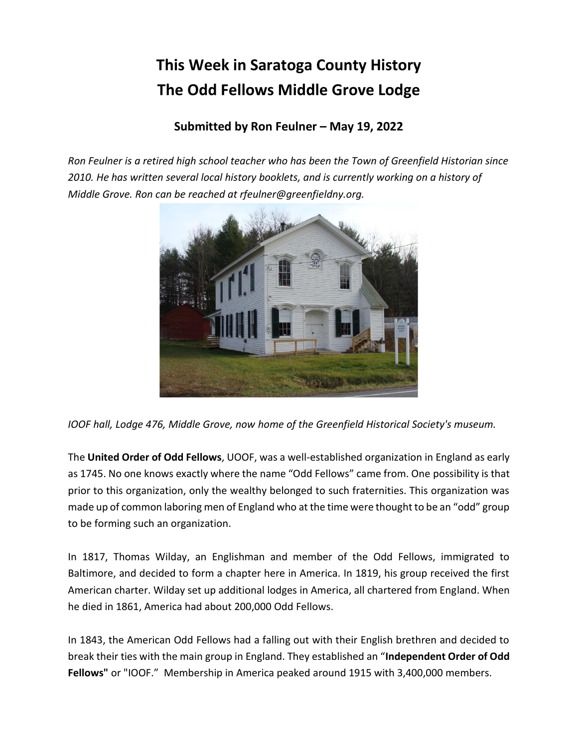# This Week in Saratoga County History
# The Odd Fellows Middle Grove Lodge

### Submitted by Ron Feulner – May 19, 2022

*Ron Feulner is a retired high school teacher who has been the Town of Greenfield Historian since 2010. He has written several local history booklets, and is currently working on a history of Middle Grove. Ron can be reached at rfeulner@greenfieldny.org.*

*IOOF hall, Lodge 476, Middle Grove, now home of the Greenfield Historical Society's museum.*

The **United Order of Odd Fellows**, UOOF, was a well-established organization in England as early as 1745. No one knows exactly where the name "Odd Fellows" came from. One possibility is that prior to this organization, only the wealthy belonged to such fraternities. This organization was made up of common laboring men of England who at the time were thought to be an "odd" group to be forming such an organization.

In 1817, Thomas Wilday, an Englishman and member of the Odd Fellows, immigrated to Baltimore, and decided to form a chapter here in America. In 1819, his group received the first American charter. Wilday set up additional lodges in America, all chartered from England. When he died in 1861, America had about 200,000 Odd Fellows.

In 1843, the American Odd Fellows had a falling out with their English brethren and decided to break their ties with the main group in England. They established an "**Independent Order of Odd Fellows"** or "IOOF." Membership in America peaked around 1915 with 3,400,000 members.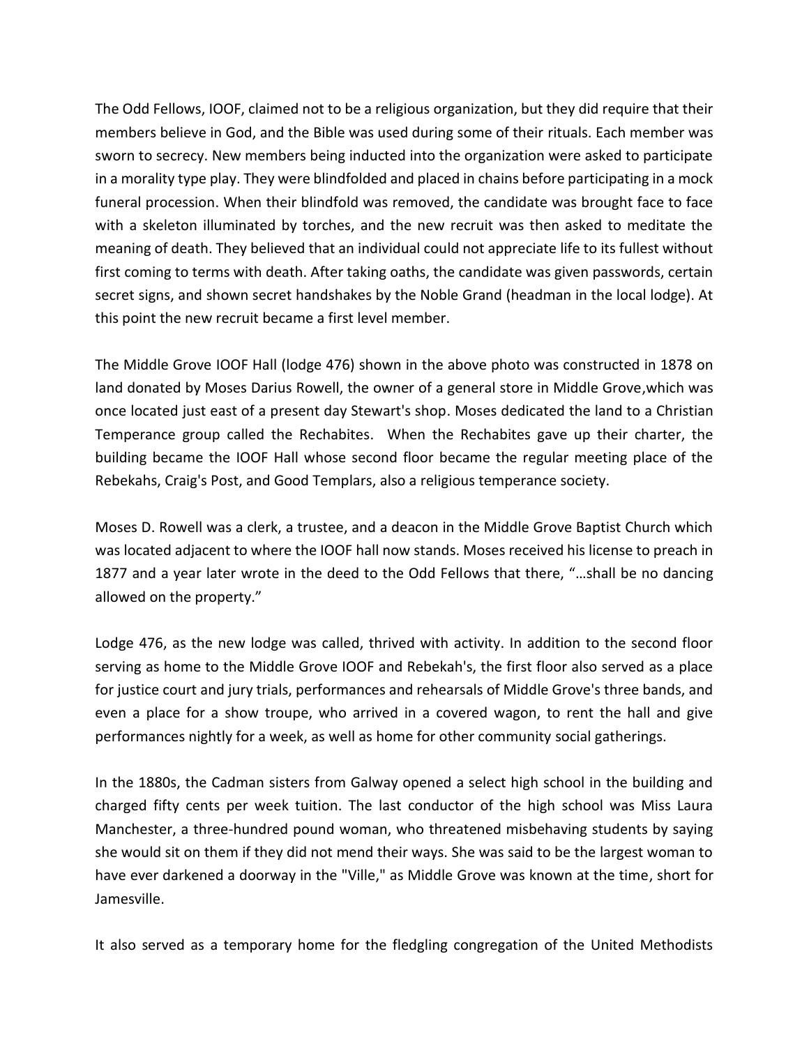The Odd Fellows, IOOF, claimed not to be a religious organization, but they did require that their members believe in God, and the Bible was used during some of their rituals. Each member was sworn to secrecy. New members being inducted into the organization were asked to participate in a morality type play. They were blindfolded and placed in chains before participating in a mock funeral procession. When their blindfold was removed, the candidate was brought face to face with a skeleton illuminated by torches, and the new recruit was then asked to meditate the meaning of death. They believed that an individual could not appreciate life to its fullest without first coming to terms with death. After taking oaths, the candidate was given passwords, certain secret signs, and shown secret handshakes by the Noble Grand (headman in the local lodge). At this point the new recruit became a first level member.

The Middle Grove IOOF Hall (lodge 476) shown in the above photo was constructed in 1878 on land donated by Moses Darius Rowell, the owner of a general store in Middle Grove,which was once located just east of a present day Stewart's shop. Moses dedicated the land to a Christian Temperance group called the Rechabites. When the Rechabites gave up their charter, the building became the IOOF Hall whose second floor became the regular meeting place of the Rebekahs, Craig's Post, and Good Templars, also a religious temperance society.

Moses D. Rowell was a clerk, a trustee, and a deacon in the Middle Grove Baptist Church which was located adjacent to where the IOOF hall now stands. Moses received his license to preach in 1877 and a year later wrote in the deed to the Odd Fellows that there, "…shall be no dancing allowed on the property."

Lodge 476, as the new lodge was called, thrived with activity. In addition to the second floor serving as home to the Middle Grove IOOF and Rebekah's, the first floor also served as a place for justice court and jury trials, performances and rehearsals of Middle Grove's three bands, and even a place for a show troupe, who arrived in a covered wagon, to rent the hall and give performances nightly for a week, as well as home for other community social gatherings.

In the 1880s, the Cadman sisters from Galway opened a select high school in the building and charged fifty cents per week tuition. The last conductor of the high school was Miss Laura Manchester, a three-hundred pound woman, who threatened misbehaving students by saying she would sit on them if they did not mend their ways. She was said to be the largest woman to have ever darkened a doorway in the "Ville," as Middle Grove was known at the time, short for Jamesville.

It also served as a temporary home for the fledgling congregation of the United Methodists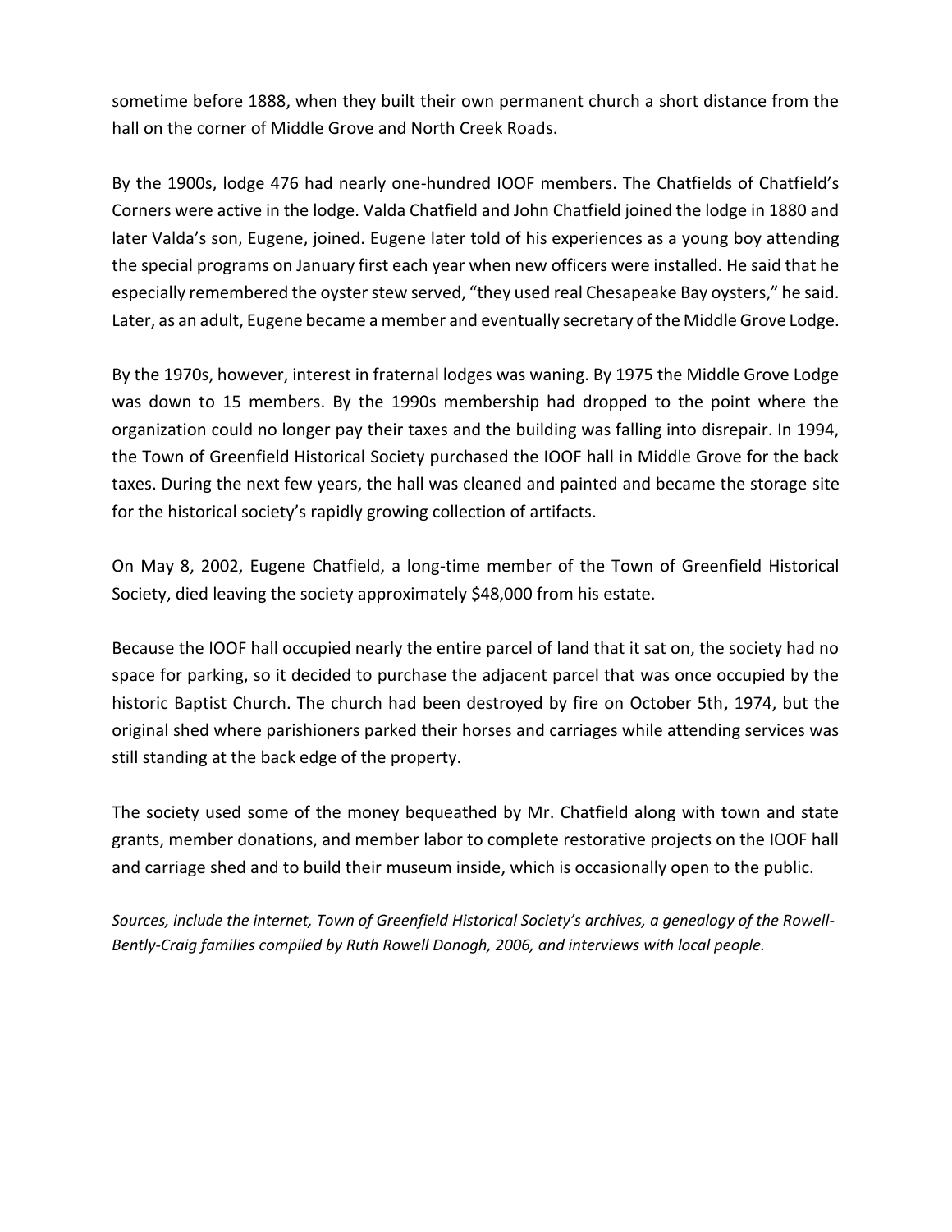sometime before 1888, when they built their own permanent church a short distance from the hall on the corner of Middle Grove and North Creek Roads.

By the 1900s, lodge 476 had nearly one-hundred IOOF members. The Chatfields of Chatfield's Corners were active in the lodge. Valda Chatfield and John Chatfield joined the lodge in 1880 and later Valda's son, Eugene, joined. Eugene later told of his experiences as a young boy attending the special programs on January first each year when new officers were installed. He said that he especially remembered the oyster stew served, "they used real Chesapeake Bay oysters," he said. Later, as an adult, Eugene became a member and eventually secretary of the Middle Grove Lodge.

By the 1970s, however, interest in fraternal lodges was waning. By 1975 the Middle Grove Lodge was down to 15 members. By the 1990s membership had dropped to the point where the organization could no longer pay their taxes and the building was falling into disrepair. In 1994, the Town of Greenfield Historical Society purchased the IOOF hall in Middle Grove for the back taxes. During the next few years, the hall was cleaned and painted and became the storage site for the historical society's rapidly growing collection of artifacts.

On May 8, 2002, Eugene Chatfield, a long-time member of the Town of Greenfield Historical Society, died leaving the society approximately $48,000 from his estate.

Because the IOOF hall occupied nearly the entire parcel of land that it sat on, the society had no space for parking, so it decided to purchase the adjacent parcel that was once occupied by the historic Baptist Church. The church had been destroyed by fire on October 5th, 1974, but the original shed where parishioners parked their horses and carriages while attending services was still standing at the back edge of the property.

The society used some of the money bequeathed by Mr. Chatfield along with town and state grants, member donations, and member labor to complete restorative projects on the IOOF hall and carriage shed and to build their museum inside, which is occasionally open to the public.

*Sources, include the internet, Town of Greenfield Historical Society's archives, a genealogy of the Rowell-Bently-Craig families compiled by Ruth Rowell Donogh, 2006, and interviews with local people.*